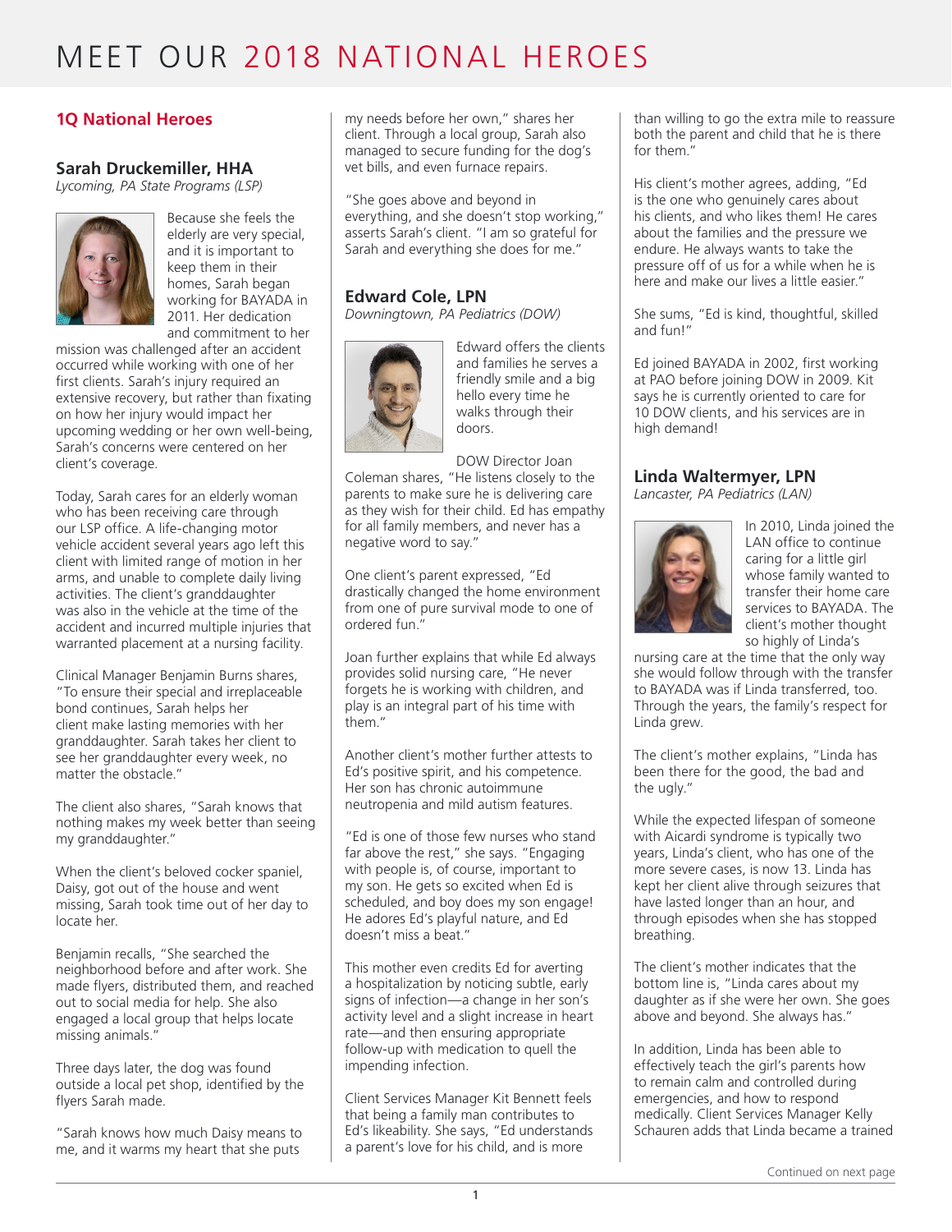# MEET OUR 2018 NATIONAL HEROES

## 1Q National Heroes

### Sarah Druckemiller, HHA

*Lycoming, PA State Programs (LSP)*

Because she feels the elderly are very special, and it is important to keep them in their homes, Sarah began working for BAYADA in 2011. Her dedication and commitment to her mission was challenged after an accident occurred while working with one of her first clients. Sarah's injury required an extensive recovery, but rather than fixating on how her injury would impact her upcoming wedding or her own well-being, Sarah's concerns were centered on her client's coverage.

Today, Sarah cares for an elderly woman who has been receiving care through our LSP office. A life-changing motor vehicle accident several years ago left this client with limited range of motion in her arms, and unable to complete daily living activities. The client's granddaughter was also in the vehicle at the time of the accident and incurred multiple injuries that warranted placement at a nursing facility.

Clinical Manager Benjamin Burns shares, "To ensure their special and irreplaceable bond continues, Sarah helps her client make lasting memories with her granddaughter. Sarah takes her client to see her granddaughter every week, no matter the obstacle."

The client also shares, "Sarah knows that nothing makes my week better than seeing my granddaughter."

When the client's beloved cocker spaniel, Daisy, got out of the house and went missing, Sarah took time out of her day to locate her.

Benjamin recalls, "She searched the neighborhood before and after work. She made flyers, distributed them, and reached out to social media for help. She also engaged a local group that helps locate missing animals."

Three days later, the dog was found outside a local pet shop, identified by the flyers Sarah made.

"Sarah knows how much Daisy means to me, and it warms my heart that she puts my needs before her own," shares her client. Through a local group, Sarah also managed to secure funding for the dog's vet bills, and even furnace repairs.

"She goes above and beyond in everything, and she doesn't stop working," asserts Sarah's client. "I am so grateful for Sarah and everything she does for me."

### Edward Cole, LPN

*Downingtown, PA Pediatrics (DOW)*

Edward offers the clients and families he serves a friendly smile and a big hello every time he walks through their doors.

DOW Director Joan Coleman shares, "He listens closely to the parents to make sure he is delivering care as they wish for their child. Ed has empathy for all family members, and never has a negative word to say."

One client's parent expressed, "Ed drastically changed the home environment from one of pure survival mode to one of ordered fun."

Joan further explains that while Ed always provides solid nursing care, "He never forgets he is working with children, and play is an integral part of his time with them."

Another client's mother further attests to Ed's positive spirit, and his competence. Her son has chronic autoimmune neutropenia and mild autism features.

"Ed is one of those few nurses who stand far above the rest," she says. "Engaging with people is, of course, important to my son. He gets so excited when Ed is scheduled, and boy does my son engage! He adores Ed's playful nature, and Ed doesn't miss a beat."

This mother even credits Ed for averting a hospitalization by noticing subtle, early signs of infection—a change in her son's activity level and a slight increase in heart rate—and then ensuring appropriate follow-up with medication to quell the impending infection.

Client Services Manager Kit Bennett feels that being a family man contributes to Ed's likeability. She says, "Ed understands a parent's love for his child, and is more than willing to go the extra mile to reassure both the parent and child that he is there for them."

His client's mother agrees, adding, "Ed is the one who genuinely cares about his clients, and who likes them! He cares about the families and the pressure we endure. He always wants to take the pressure off of us for a while when he is here and make our lives a little easier."

She sums, "Ed is kind, thoughtful, skilled and fun!"

Ed joined BAYADA in 2002, first working at PAO before joining DOW in 2009. Kit says he is currently oriented to care for 10 DOW clients, and his services are in high demand!

### Linda Waltermyer, LPN

*Lancaster, PA Pediatrics (LAN)*

In 2010, Linda joined the LAN office to continue caring for a little girl whose family wanted to transfer their home care services to BAYADA. The client's mother thought so highly of Linda's nursing care at the time that the only way she would follow through with the transfer to BAYADA was if Linda transferred, too. Through the years, the family's respect for Linda grew.

The client's mother explains, "Linda has been there for the good, the bad and the ugly."

While the expected lifespan of someone with Aicardi syndrome is typically two years, Linda's client, who has one of the more severe cases, is now 13. Linda has kept her client alive through seizures that have lasted longer than an hour, and through episodes when she has stopped breathing.

The client's mother indicates that the bottom line is, "Linda cares about my daughter as if she were her own. She goes above and beyond. She always has."

In addition, Linda has been able to effectively teach the girl's parents how to remain calm and controlled during emergencies, and how to respond medically. Client Services Manager Kelly Schauren adds that Linda became a trained

Continued on next page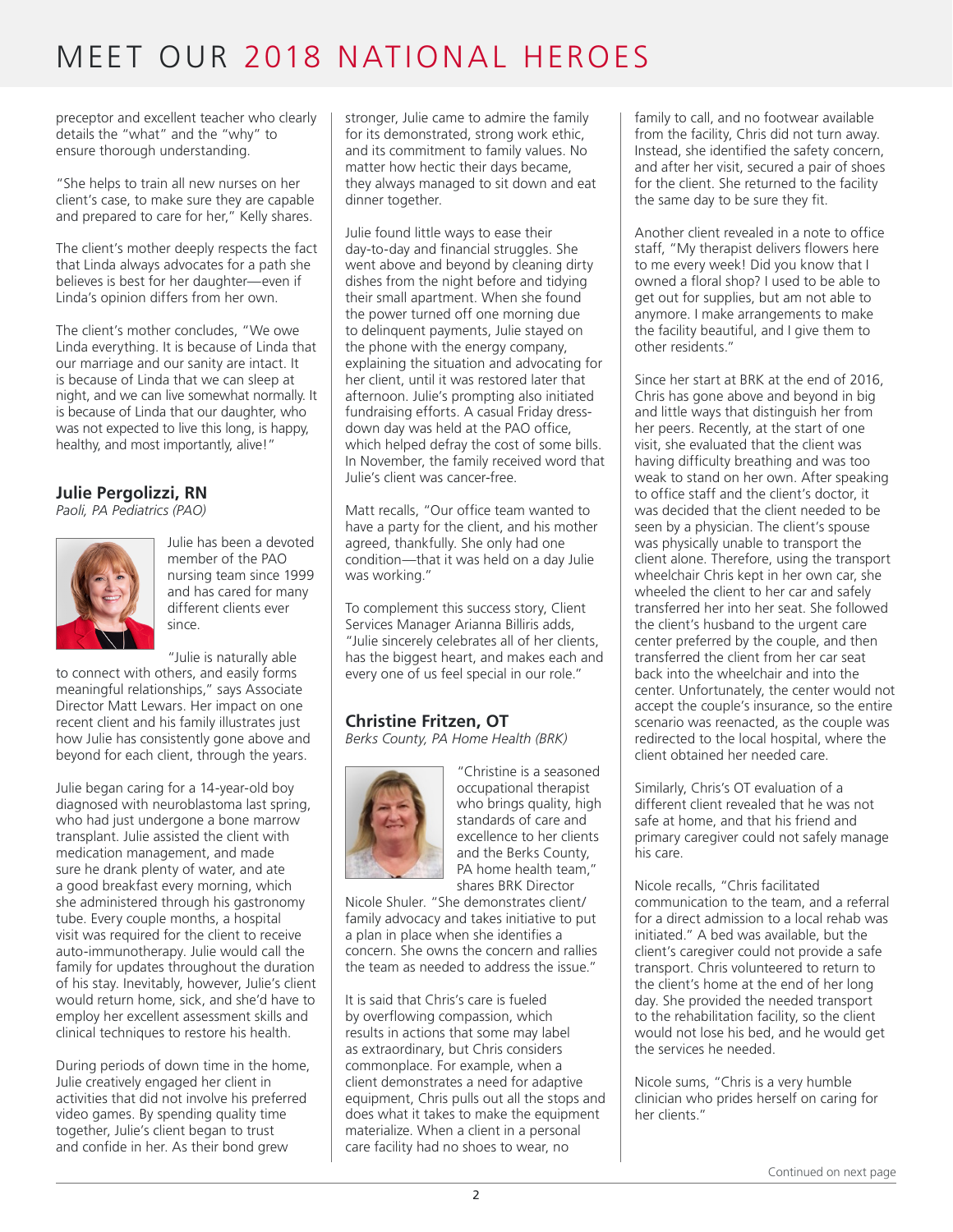# MEET OUR 2018 NATIONAL HEROES

preceptor and excellent teacher who clearly details the "what" and the "why" to ensure thorough understanding.

"She helps to train all new nurses on her client's case, to make sure they are capable and prepared to care for her," Kelly shares.

The client's mother deeply respects the fact that Linda always advocates for a path she believes is best for her daughter—even if Linda's opinion differs from her own.

The client's mother concludes, "We owe Linda everything. It is because of Linda that our marriage and our sanity are intact. It is because of Linda that we can sleep at night, and we can live somewhat normally. It is because of Linda that our daughter, who was not expected to live this long, is happy, healthy, and most importantly, alive!"

## Julie Pergolizzi, RN

*Paoli, PA Pediatrics (PAO)*

Julie has been a devoted member of the PAO nursing team since 1999 and has cared for many different clients ever since.

"Julie is naturally able to connect with others, and easily forms meaningful relationships," says Associate Director Matt Lewars. Her impact on one recent client and his family illustrates just how Julie has consistently gone above and beyond for each client, through the years.

Julie began caring for a 14-year-old boy diagnosed with neuroblastoma last spring, who had just undergone a bone marrow transplant. Julie assisted the client with medication management, and made sure he drank plenty of water, and ate a good breakfast every morning, which she administered through his gastronomy tube. Every couple months, a hospital visit was required for the client to receive auto-immunotherapy. Julie would call the family for updates throughout the duration of his stay. Inevitably, however, Julie's client would return home, sick, and she'd have to employ her excellent assessment skills and clinical techniques to restore his health.

During periods of down time in the home, Julie creatively engaged her client in activities that did not involve his preferred video games. By spending quality time together, Julie's client began to trust and confide in her. As their bond grew stronger, Julie came to admire the family for its demonstrated, strong work ethic, and its commitment to family values. No matter how hectic their days became, they always managed to sit down and eat dinner together.

Julie found little ways to ease their day-to-day and financial struggles. She went above and beyond by cleaning dirty dishes from the night before and tidying their small apartment. When she found the power turned off one morning due to delinquent payments, Julie stayed on the phone with the energy company, explaining the situation and advocating for her client, until it was restored later that afternoon. Julie's prompting also initiated fundraising efforts. A casual Friday dress-down day was held at the PAO office, which helped defray the cost of some bills. In November, the family received word that Julie's client was cancer-free.

Matt recalls, "Our office team wanted to have a party for the client, and his mother agreed, thankfully. She only had one condition—that it was held on a day Julie was working."

To complement this success story, Client Services Manager Arianna Billiris adds, "Julie sincerely celebrates all of her clients, has the biggest heart, and makes each and every one of us feel special in our role."

## Christine Fritzen, OT

*Berks County, PA Home Health (BRK)*

"Christine is a seasoned occupational therapist who brings quality, high standards of care and excellence to her clients and the Berks County, PA home health team," shares BRK Director Nicole Shuler. "She demonstrates client/family advocacy and takes initiative to put a plan in place when she identifies a concern. She owns the concern and rallies the team as needed to address the issue."

It is said that Chris's care is fueled by overflowing compassion, which results in actions that some may label as extraordinary, but Chris considers commonplace. For example, when a client demonstrates a need for adaptive equipment, Chris pulls out all the stops and does what it takes to make the equipment materialize. When a client in a personal care facility had no shoes to wear, no family to call, and no footwear available from the facility, Chris did not turn away. Instead, she identified the safety concern, and after her visit, secured a pair of shoes for the client. She returned to the facility the same day to be sure they fit.

Another client revealed in a note to office staff, "My therapist delivers flowers here to me every week! Did you know that I owned a floral shop? I used to be able to get out for supplies, but am not able to anymore. I make arrangements to make the facility beautiful, and I give them to other residents."

Since her start at BRK at the end of 2016, Chris has gone above and beyond in big and little ways that distinguish her from her peers. Recently, at the start of one visit, she evaluated that the client was having difficulty breathing and was too weak to stand on her own. After speaking to office staff and the client's doctor, it was decided that the client needed to be seen by a physician. The client's spouse was physically unable to transport the client alone. Therefore, using the transport wheelchair Chris kept in her own car, she wheeled the client to her car and safely transferred her into her seat. She followed the client's husband to the urgent care center preferred by the couple, and then transferred the client from her car seat back into the wheelchair and into the center. Unfortunately, the center would not accept the couple's insurance, so the entire scenario was reenacted, as the couple was redirected to the local hospital, where the client obtained her needed care.

Similarly, Chris's OT evaluation of a different client revealed that he was not safe at home, and that his friend and primary caregiver could not safely manage his care.

Nicole recalls, "Chris facilitated communication to the team, and a referral for a direct admission to a local rehab was initiated." A bed was available, but the client's caregiver could not provide a safe transport. Chris volunteered to return to the client's home at the end of her long day. She provided the needed transport to the rehabilitation facility, so the client would not lose his bed, and he would get the services he needed.

Nicole sums, "Chris is a very humble clinician who prides herself on caring for her clients."

Continued on next page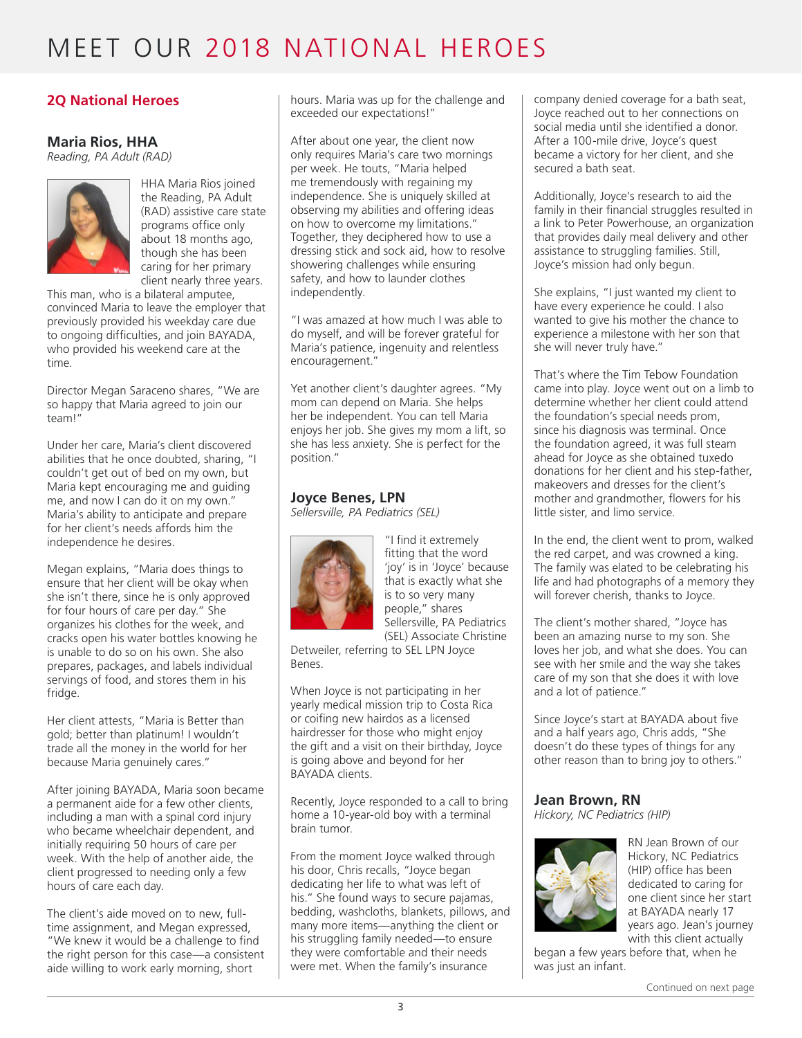# MEET OUR 2018 NATIONAL HEROES

## 2Q National Heroes

### Maria Rios, HHA

*Reading, PA Adult (RAD)*

HHA Maria Rios joined the Reading, PA Adult (RAD) assistive care state programs office only about 18 months ago, though she has been caring for her primary client nearly three years. This man, who is a bilateral amputee, convinced Maria to leave the employer that previously provided his weekday care due to ongoing difficulties, and join BAYADA, who provided his weekend care at the time.

Director Megan Saraceno shares, "We are so happy that Maria agreed to join our team!"

Under her care, Maria's client discovered abilities that he once doubted, sharing, "I couldn't get out of bed on my own, but Maria kept encouraging me and guiding me, and now I can do it on my own." Maria's ability to anticipate and prepare for her client's needs affords him the independence he desires.

Megan explains, "Maria does things to ensure that her client will be okay when she isn't there, since he is only approved for four hours of care per day." She organizes his clothes for the week, and cracks open his water bottles knowing he is unable to do so on his own. She also prepares, packages, and labels individual servings of food, and stores them in his fridge.

Her client attests, "Maria is Better than gold; better than platinum! I wouldn't trade all the money in the world for her because Maria genuinely cares."

After joining BAYADA, Maria soon became a permanent aide for a few other clients, including a man with a spinal cord injury who became wheelchair dependent, and initially requiring 50 hours of care per week. With the help of another aide, the client progressed to needing only a few hours of care each day.

The client's aide moved on to new, full-time assignment, and Megan expressed, "We knew it would be a challenge to find the right person for this case—a consistent aide willing to work early morning, short hours. Maria was up for the challenge and exceeded our expectations!"

After about one year, the client now only requires Maria's care two mornings per week. He touts, "Maria helped me tremendously with regaining my independence. She is uniquely skilled at observing my abilities and offering ideas on how to overcome my limitations." Together, they deciphered how to use a dressing stick and sock aid, how to resolve showering challenges while ensuring safety, and how to launder clothes independently.

"I was amazed at how much I was able to do myself, and will be forever grateful for Maria's patience, ingenuity and relentless encouragement."

Yet another client's daughter agrees. "My mom can depend on Maria. She helps her be independent. You can tell Maria enjoys her job. She gives my mom a lift, so she has less anxiety. She is perfect for the position."

### Joyce Benes, LPN

*Sellersville, PA Pediatrics (SEL)*

"I find it extremely fitting that the word 'joy' is in 'Joyce' because that is exactly what she is to so very many people," shares Sellersville, PA Pediatrics (SEL) Associate Christine Detweiler, referring to SEL LPN Joyce Benes.

When Joyce is not participating in her yearly medical mission trip to Costa Rica or coifing new hairdos as a licensed hairdresser for those who might enjoy the gift and a visit on their birthday, Joyce is going above and beyond for her BAYADA clients.

Recently, Joyce responded to a call to bring home a 10-year-old boy with a terminal brain tumor.

From the moment Joyce walked through his door, Chris recalls, "Joyce began dedicating her life to what was left of his." She found ways to secure pajamas, bedding, washcloths, blankets, pillows, and many more items—anything the client or his struggling family needed—to ensure they were comfortable and their needs were met. When the family's insurance company denied coverage for a bath seat, Joyce reached out to her connections on social media until she identified a donor. After a 100-mile drive, Joyce's quest became a victory for her client, and she secured a bath seat.

Additionally, Joyce's research to aid the family in their financial struggles resulted in a link to Peter Powerhouse, an organization that provides daily meal delivery and other assistance to struggling families. Still, Joyce's mission had only begun.

She explains, "I just wanted my client to have every experience he could. I also wanted to give his mother the chance to experience a milestone with her son that she will never truly have."

That's where the Tim Tebow Foundation came into play. Joyce went out on a limb to determine whether her client could attend the foundation's special needs prom, since his diagnosis was terminal. Once the foundation agreed, it was full steam ahead for Joyce as she obtained tuxedo donations for her client and his step-father, makeovers and dresses for the client's mother and grandmother, flowers for his little sister, and limo service.

In the end, the client went to prom, walked the red carpet, and was crowned a king. The family was elated to be celebrating his life and had photographs of a memory they will forever cherish, thanks to Joyce.

The client's mother shared, "Joyce has been an amazing nurse to my son. She loves her job, and what she does. You can see with her smile and the way she takes care of my son that she does it with love and a lot of patience."

Since Joyce's start at BAYADA about five and a half years ago, Chris adds, "She doesn't do these types of things for any other reason than to bring joy to others."

### Jean Brown, RN

*Hickory, NC Pediatrics (HIP)*

RN Jean Brown of our Hickory, NC Pediatrics (HIP) office has been dedicated to caring for one client since her start at BAYADA nearly 17 years ago. Jean's journey with this client actually began a few years before that, when he was just an infant.

Continued on next page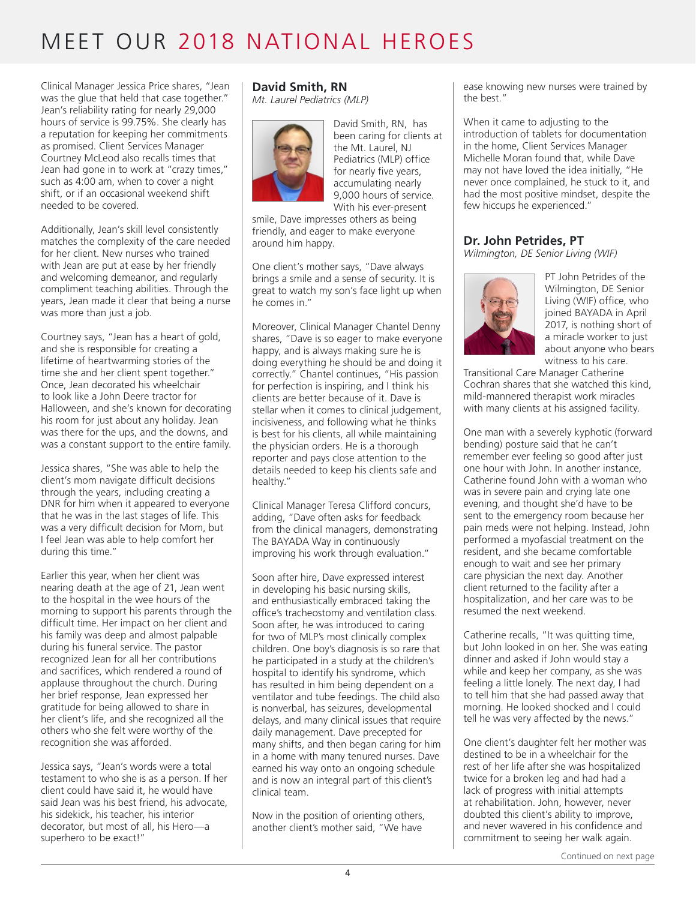# MEET OUR 2018 NATIONAL HEROES

Clinical Manager Jessica Price shares, "Jean was the glue that held that case together." Jean's reliability rating for nearly 29,000 hours of service is 99.75%. She clearly has a reputation for keeping her commitments as promised. Client Services Manager Courtney McLeod also recalls times that Jean had gone in to work at "crazy times," such as 4:00 am, when to cover a night shift, or if an occasional weekend shift needed to be covered.

Additionally, Jean's skill level consistently matches the complexity of the care needed for her client. New nurses who trained with Jean are put at ease by her friendly and welcoming demeanor, and regularly compliment teaching abilities. Through the years, Jean made it clear that being a nurse was more than just a job.

Courtney says, "Jean has a heart of gold, and she is responsible for creating a lifetime of heartwarming stories of the time she and her client spent together." Once, Jean decorated his wheelchair to look like a John Deere tractor for Halloween, and she's known for decorating his room for just about any holiday. Jean was there for the ups, and the downs, and was a constant support to the entire family.

Jessica shares, "She was able to help the client's mom navigate difficult decisions through the years, including creating a DNR for him when it appeared to everyone that he was in the last stages of life. This was a very difficult decision for Mom, but I feel Jean was able to help comfort her during this time."

Earlier this year, when her client was nearing death at the age of 21, Jean went to the hospital in the wee hours of the morning to support his parents through the difficult time. Her impact on her client and his family was deep and almost palpable during his funeral service. The pastor recognized Jean for all her contributions and sacrifices, which rendered a round of applause throughout the church. During her brief response, Jean expressed her gratitude for being allowed to share in her client's life, and she recognized all the others who she felt were worthy of the recognition she was afforded.

Jessica says, "Jean's words were a total testament to who she is as a person. If her client could have said it, he would have said Jean was his best friend, his advocate, his sidekick, his teacher, his interior decorator, but most of all, his Hero—a superhero to be exact!"

## David Smith, RN

*Mt. Laurel Pediatrics (MLP)*

David Smith, RN, has been caring for clients at the Mt. Laurel, NJ Pediatrics (MLP) office for nearly five years, accumulating nearly 9,000 hours of service. With his ever-present smile, Dave impresses others as being friendly, and eager to make everyone around him happy.

One client's mother says, "Dave always brings a smile and a sense of security. It is great to watch my son's face light up when he comes in."

Moreover, Clinical Manager Chantel Denny shares, "Dave is so eager to make everyone happy, and is always making sure he is doing everything he should be and doing it correctly." Chantel continues, "His passion for perfection is inspiring, and I think his clients are better because of it. Dave is stellar when it comes to clinical judgement, incisiveness, and following what he thinks is best for his clients, all while maintaining the physician orders. He is a thorough reporter and pays close attention to the details needed to keep his clients safe and healthy."

Clinical Manager Teresa Clifford concurs, adding, "Dave often asks for feedback from the clinical managers, demonstrating The BAYADA Way in continuously improving his work through evaluation."

Soon after hire, Dave expressed interest in developing his basic nursing skills, and enthusiastically embraced taking the office's tracheostomy and ventilation class. Soon after, he was introduced to caring for two of MLP's most clinically complex children. One boy's diagnosis is so rare that he participated in a study at the children's hospital to identify his syndrome, which has resulted in him being dependent on a ventilator and tube feedings. The child also is nonverbal, has seizures, developmental delays, and many clinical issues that require daily management. Dave precepted for many shifts, and then began caring for him in a home with many tenured nurses. Dave earned his way onto an ongoing schedule and is now an integral part of this client's clinical team.

Now in the position of orienting others, another client's mother said, "We have ease knowing new nurses were trained by the best."

When it came to adjusting to the introduction of tablets for documentation in the home, Client Services Manager Michelle Moran found that, while Dave may not have loved the idea initially, "He never once complained, he stuck to it, and had the most positive mindset, despite the few hiccups he experienced."

## Dr. John Petrides, PT

*Wilmington, DE Senior Living (WIF)*

PT John Petrides of the Wilmington, DE Senior Living (WIF) office, who joined BAYADA in April 2017, is nothing short of a miracle worker to just about anyone who bears witness to his care. Transitional Care Manager Catherine Cochran shares that she watched this kind, mild-mannered therapist work miracles with many clients at his assigned facility.

One man with a severely kyphotic (forward bending) posture said that he can't remember ever feeling so good after just one hour with John. In another instance, Catherine found John with a woman who was in severe pain and crying late one evening, and thought she'd have to be sent to the emergency room because her pain meds were not helping. Instead, John performed a myofascial treatment on the resident, and she became comfortable enough to wait and see her primary care physician the next day. Another client returned to the facility after a hospitalization, and her care was to be resumed the next weekend.

Catherine recalls, "It was quitting time, but John looked in on her. She was eating dinner and asked if John would stay a while and keep her company, as she was feeling a little lonely. The next day, I had to tell him that she had passed away that morning. He looked shocked and I could tell he was very affected by the news."

One client's daughter felt her mother was destined to be in a wheelchair for the rest of her life after she was hospitalized twice for a broken leg and had had a lack of progress with initial attempts at rehabilitation. John, however, never doubted this client's ability to improve, and never wavered in his confidence and commitment to seeing her walk again.

Continued on next page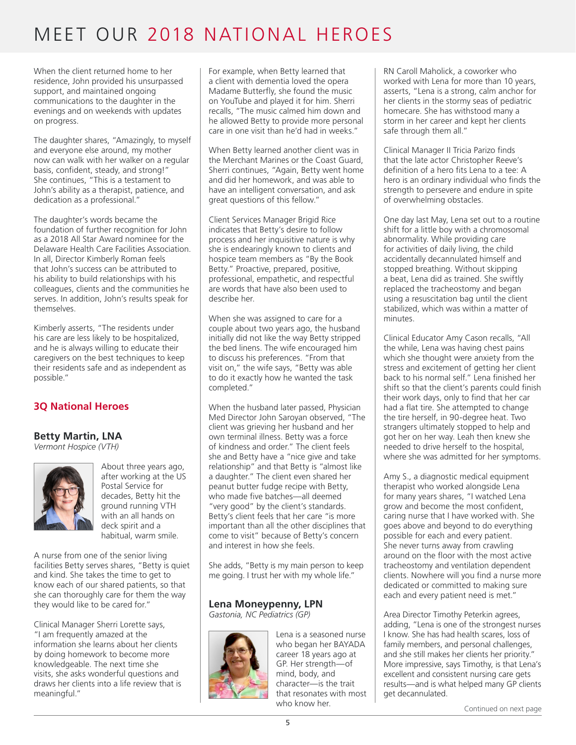# MEET OUR 2018 NATIONAL HEROES

When the client returned home to her residence, John provided his unsurpassed support, and maintained ongoing communications to the daughter in the evenings and on weekends with updates on progress.

The daughter shares, "Amazingly, to myself and everyone else around, my mother now can walk with her walker on a regular basis, confident, steady, and strong!" She continues, "This is a testament to John's ability as a therapist, patience, and dedication as a professional."

The daughter's words became the foundation of further recognition for John as a 2018 All Star Award nominee for the Delaware Health Care Facilities Association. In all, Director Kimberly Roman feels that John's success can be attributed to his ability to build relationships with his colleagues, clients and the communities he serves. In addition, John's results speak for themselves.

Kimberly asserts, "The residents under his care are less likely to be hospitalized, and he is always willing to educate their caregivers on the best techniques to keep their residents safe and as independent as possible."

## 3Q National Heroes

### Betty Martin, LNA

*Vermont Hospice (VTH)*

About three years ago, after working at the US Postal Service for decades, Betty hit the ground running VTH with an all hands on deck spirit and a habitual, warm smile.

A nurse from one of the senior living facilities Betty serves shares, "Betty is quiet and kind. She takes the time to get to know each of our shared patients, so that she can thoroughly care for them the way they would like to be cared for."

Clinical Manager Sherri Lorette says, "I am frequently amazed at the information she learns about her clients by doing homework to become more knowledgeable. The next time she visits, she asks wonderful questions and draws her clients into a life review that is meaningful."

For example, when Betty learned that a client with dementia loved the opera Madame Butterfly, she found the music on YouTube and played it for him. Sherri recalls, "The music calmed him down and he allowed Betty to provide more personal care in one visit than he'd had in weeks."

When Betty learned another client was in the Merchant Marines or the Coast Guard, Sherri continues, "Again, Betty went home and did her homework, and was able to have an intelligent conversation, and ask great questions of this fellow."

Client Services Manager Brigid Rice indicates that Betty's desire to follow process and her inquisitive nature is why she is endearingly known to clients and hospice team members as "By the Book Betty." Proactive, prepared, positive, professional, empathetic, and respectful are words that have also been used to describe her.

When she was assigned to care for a couple about two years ago, the husband initially did not like the way Betty stripped the bed linens. The wife encouraged him to discuss his preferences. "From that visit on," the wife says, "Betty was able to do it exactly how he wanted the task completed."

When the husband later passed, Physician Med Director John Saroyan observed, "The client was grieving her husband and her own terminal illness. Betty was a force of kindness and order." The client feels she and Betty have a "nice give and take relationship" and that Betty is "almost like a daughter." The client even shared her peanut butter fudge recipe with Betty, who made five batches—all deemed "very good" by the client's standards. Betty's client feels that her care "is more important than all the other disciplines that come to visit" because of Betty's concern and interest in how she feels.

She adds, "Betty is my main person to keep me going. I trust her with my whole life."

### Lena Moneypenny, LPN

*Gastonia, NC Pediatrics (GP)*

Lena is a seasoned nurse who began her BAYADA career 18 years ago at GP. Her strength—of mind, body, and character—is the trait that resonates with most who know her.

RN Caroll Maholick, a coworker who worked with Lena for more than 10 years, asserts, "Lena is a strong, calm anchor for her clients in the stormy seas of pediatric homecare. She has withstood many a storm in her career and kept her clients safe through them all."

Clinical Manager II Tricia Parizo finds that the late actor Christopher Reeve's definition of a hero fits Lena to a tee: A hero is an ordinary individual who finds the strength to persevere and endure in spite of overwhelming obstacles.

One day last May, Lena set out to a routine shift for a little boy with a chromosomal abnormality. While providing care for activities of daily living, the child accidentally decannulated himself and stopped breathing. Without skipping a beat, Lena did as trained. She swiftly replaced the tracheostomy and began using a resuscitation bag until the client stabilized, which was within a matter of minutes.

Clinical Educator Amy Cason recalls, "All the while, Lena was having chest pains which she thought were anxiety from the stress and excitement of getting her client back to his normal self." Lena finished her shift so that the client's parents could finish their work days, only to find that her car had a flat tire. She attempted to change the tire herself, in 90-degree heat. Two strangers ultimately stopped to help and got her on her way. Leah then knew she needed to drive herself to the hospital, where she was admitted for her symptoms.

Amy S., a diagnostic medical equipment therapist who worked alongside Lena for many years shares, "I watched Lena grow and become the most confident, caring nurse that I have worked with. She goes above and beyond to do everything possible for each and every patient. She never turns away from crawling around on the floor with the most active tracheostomy and ventilation dependent clients. Nowhere will you find a nurse more dedicated or committed to making sure each and every patient need is met."

Area Director Timothy Peterkin agrees, adding, "Lena is one of the strongest nurses I know. She has had health scares, loss of family members, and personal challenges, and she still makes her clients her priority." More impressive, says Timothy, is that Lena's excellent and consistent nursing care gets results—and is what helped many GP clients get decannulated.

Continued on next page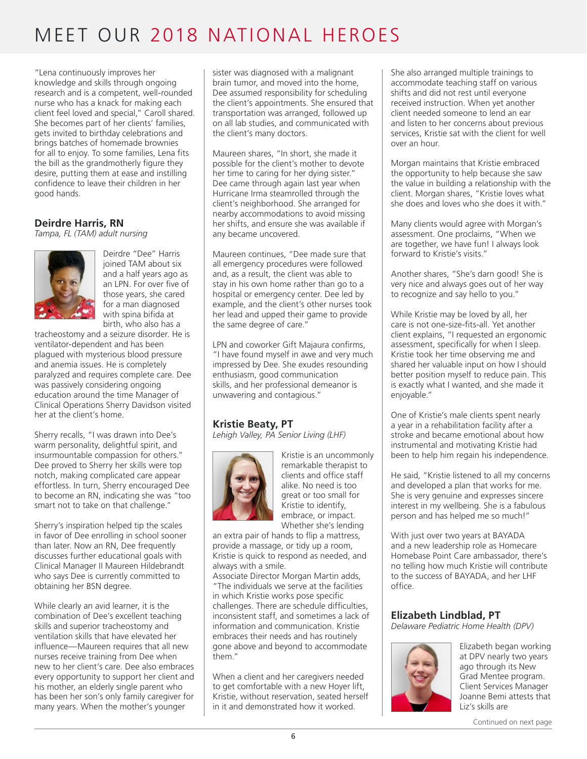# MEET OUR 2018 NATIONAL HEROES

"Lena continuously improves her knowledge and skills through ongoing research and is a competent, well-rounded nurse who has a knack for making each client feel loved and special," Caroll shared. She becomes part of her clients' families, gets invited to birthday celebrations and brings batches of homemade brownies for all to enjoy. To some families, Lena fits the bill as the grandmotherly figure they desire, putting them at ease and instilling confidence to leave their children in her good hands.

### Deirdre Harris, RN

*Tampa, FL (TAM) adult nursing*

Deirdre "Dee" Harris joined TAM about six and a half years ago as an LPN. For over five of those years, she cared for a man diagnosed with spina bifida at birth, who also has a tracheostomy and a seizure disorder. He is ventilator-dependent and has been plagued with mysterious blood pressure and anemia issues. He is completely paralyzed and requires complete care. Dee was passively considering ongoing education around the time Manager of Clinical Operations Sherry Davidson visited her at the client's home.

Sherry recalls, "I was drawn into Dee's warm personality, delightful spirit, and insurmountable compassion for others." Dee proved to Sherry her skills were top notch, making complicated care appear effortless. In turn, Sherry encouraged Dee to become an RN, indicating she was "too smart not to take on that challenge."

Sherry's inspiration helped tip the scales in favor of Dee enrolling in school sooner than later. Now an RN, Dee frequently discusses further educational goals with Clinical Manager II Maureen Hildebrandt who says Dee is currently committed to obtaining her BSN degree.

While clearly an avid learner, it is the combination of Dee's excellent teaching skills and superior tracheostomy and ventilation skills that have elevated her influence—Maureen requires that all new nurses receive training from Dee when new to her client's care. Dee also embraces every opportunity to support her client and his mother, an elderly single parent who has been her son's only family caregiver for many years. When the mother's younger sister was diagnosed with a malignant brain tumor, and moved into the home, Dee assumed responsibility for scheduling the client's appointments. She ensured that transportation was arranged, followed up on all lab studies, and communicated with the client's many doctors.

Maureen shares, "In short, she made it possible for the client's mother to devote her time to caring for her dying sister." Dee came through again last year when Hurricane Irma steamrolled through the client's neighborhood. She arranged for nearby accommodations to avoid missing her shifts, and ensure she was available if any became uncovered.

Maureen continues, "Dee made sure that all emergency procedures were followed and, as a result, the client was able to stay in his own home rather than go to a hospital or emergency center. Dee led by example, and the client's other nurses took her lead and upped their game to provide the same degree of care."

LPN and coworker Gift Majaura confirms, "I have found myself in awe and very much impressed by Dee. She exudes resounding enthusiasm, good communication skills, and her professional demeanor is unwavering and contagious."

### Kristie Beaty, PT

*Lehigh Valley, PA Senior Living (LHF)*

Kristie is an uncommonly remarkable therapist to clients and office staff alike. No need is too great or too small for Kristie to identify, embrace, or impact. Whether she's lending an extra pair of hands to flip a mattress, provide a massage, or tidy up a room, Kristie is quick to respond as needed, and always with a smile.

Associate Director Morgan Martin adds, "The individuals we serve at the facilities in which Kristie works pose specific challenges. There are schedule difficulties, inconsistent staff, and sometimes a lack of information and communication. Kristie embraces their needs and has routinely gone above and beyond to accommodate them."

When a client and her caregivers needed to get comfortable with a new Hoyer lift, Kristie, without reservation, seated herself in it and demonstrated how it worked. She also arranged multiple trainings to accommodate teaching staff on various shifts and did not rest until everyone received instruction. When yet another client needed someone to lend an ear and listen to her concerns about previous services, Kristie sat with the client for well over an hour.

Morgan maintains that Kristie embraced the opportunity to help because she saw the value in building a relationship with the client. Morgan shares, "Kristie loves what she does and loves who she does it with."

Many clients would agree with Morgan's assessment. One proclaims, "When we are together, we have fun! I always look forward to Kristie's visits."

Another shares, "She's darn good! She is very nice and always goes out of her way to recognize and say hello to you."

While Kristie may be loved by all, her care is not one-size-fits-all. Yet another client explains, "I requested an ergonomic assessment, specifically for when I sleep. Kristie took her time observing me and shared her valuable input on how I should better position myself to reduce pain. This is exactly what I wanted, and she made it enjoyable."

One of Kristie's male clients spent nearly a year in a rehabilitation facility after a stroke and became emotional about how instrumental and motivating Kristie had been to help him regain his independence.

He said, "Kristie listened to all my concerns and developed a plan that works for me. She is very genuine and expresses sincere interest in my wellbeing. She is a fabulous person and has helped me so much!"

With just over two years at BAYADA and a new leadership role as Homecare Homebase Point Care ambassador, there's no telling how much Kristie will contribute to the success of BAYADA, and her LHF office.

### Elizabeth Lindblad, PT

*Delaware Pediatric Home Health (DPV)*

Elizabeth began working at DPV nearly two years ago through its New Grad Mentee program. Client Services Manager Joanne Bemi attests that Liz's skills are

Continued on next page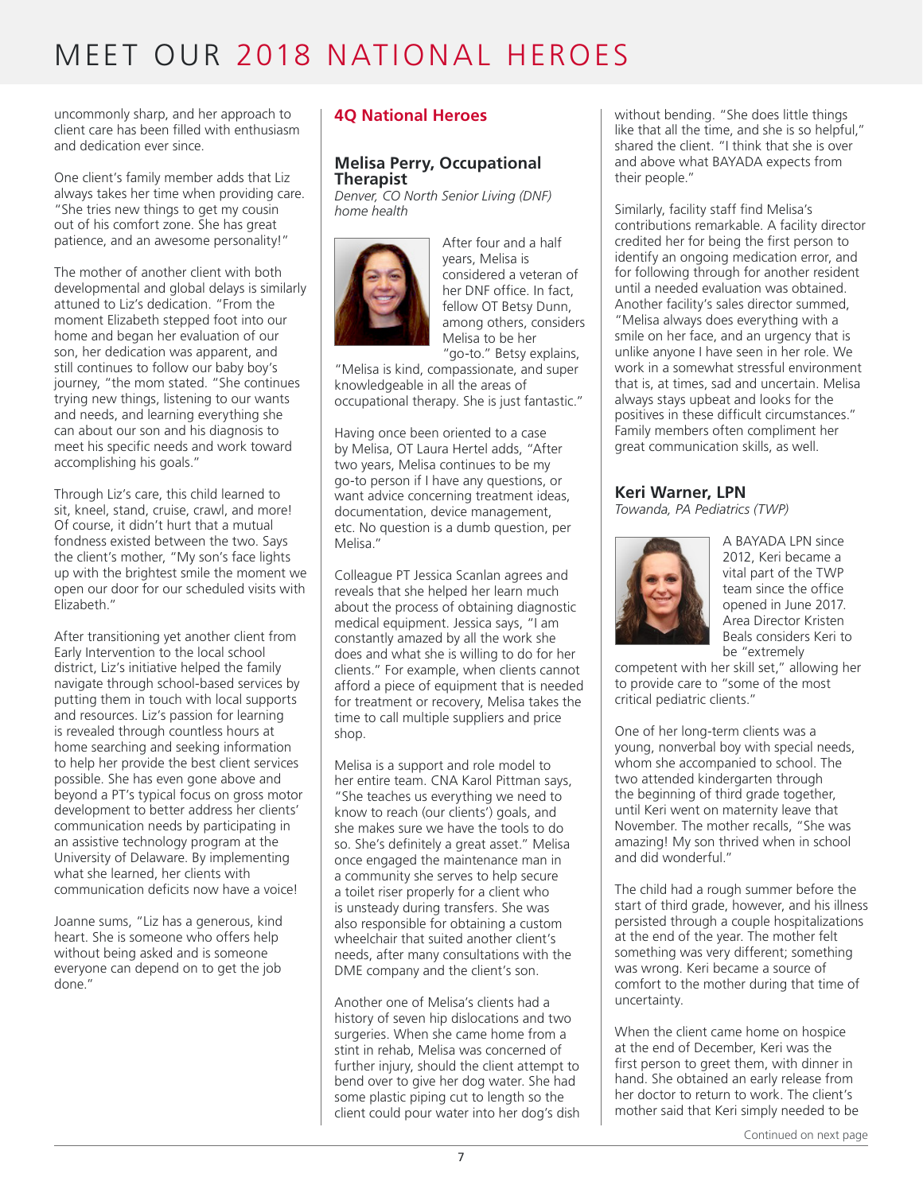# MEET OUR 2018 NATIONAL HEROES

uncommonly sharp, and her approach to client care has been filled with enthusiasm and dedication ever since.

One client's family member adds that Liz always takes her time when providing care. "She tries new things to get my cousin out of his comfort zone. She has great patience, and an awesome personality!"

The mother of another client with both developmental and global delays is similarly attuned to Liz's dedication. "From the moment Elizabeth stepped foot into our home and began her evaluation of our son, her dedication was apparent, and still continues to follow our baby boy's journey, "the mom stated. "She continues trying new things, listening to our wants and needs, and learning everything she can about our son and his diagnosis to meet his specific needs and work toward accomplishing his goals."

Through Liz's care, this child learned to sit, kneel, stand, cruise, crawl, and more! Of course, it didn't hurt that a mutual fondness existed between the two. Says the client's mother, "My son's face lights up with the brightest smile the moment we open our door for our scheduled visits with Elizabeth."

After transitioning yet another client from Early Intervention to the local school district, Liz's initiative helped the family navigate through school-based services by putting them in touch with local supports and resources. Liz's passion for learning is revealed through countless hours at home searching and seeking information to help her provide the best client services possible. She has even gone above and beyond a PT's typical focus on gross motor development to better address her clients' communication needs by participating in an assistive technology program at the University of Delaware. By implementing what she learned, her clients with communication deficits now have a voice!

Joanne sums, "Liz has a generous, kind heart. She is someone who offers help without being asked and is someone everyone can depend on to get the job done."

## 4Q National Heroes

### Melisa Perry, Occupational Therapist

*Denver, CO North Senior Living (DNF) home health*

After four and a half years, Melisa is considered a veteran of her DNF office. In fact, fellow OT Betsy Dunn, among others, considers Melisa to be her "go-to." Betsy explains, "Melisa is kind, compassionate, and super knowledgeable in all the areas of occupational therapy. She is just fantastic."

Having once been oriented to a case by Melisa, OT Laura Hertel adds, "After two years, Melisa continues to be my go-to person if I have any questions, or want advice concerning treatment ideas, documentation, device management, etc. No question is a dumb question, per Melisa."

Colleague PT Jessica Scanlan agrees and reveals that she helped her learn much about the process of obtaining diagnostic medical equipment. Jessica says, "I am constantly amazed by all the work she does and what she is willing to do for her clients." For example, when clients cannot afford a piece of equipment that is needed for treatment or recovery, Melisa takes the time to call multiple suppliers and price shop.

Melisa is a support and role model to her entire team. CNA Karol Pittman says, "She teaches us everything we need to know to reach (our clients') goals, and she makes sure we have the tools to do so. She's definitely a great asset." Melisa once engaged the maintenance man in a community she serves to help secure a toilet riser properly for a client who is unsteady during transfers. She was also responsible for obtaining a custom wheelchair that suited another client's needs, after many consultations with the DME company and the client's son.

Another one of Melisa's clients had a history of seven hip dislocations and two surgeries. When she came home from a stint in rehab, Melisa was concerned of further injury, should the client attempt to bend over to give her dog water. She had some plastic piping cut to length so the client could pour water into her dog's dish without bending. "She does little things like that all the time, and she is so helpful," shared the client. "I think that she is over and above what BAYADA expects from their people."

Similarly, facility staff find Melisa's contributions remarkable. A facility director credited her for being the first person to identify an ongoing medication error, and for following through for another resident until a needed evaluation was obtained. Another facility's sales director summed, "Melisa always does everything with a smile on her face, and an urgency that is unlike anyone I have seen in her role. We work in a somewhat stressful environment that is, at times, sad and uncertain. Melisa always stays upbeat and looks for the positives in these difficult circumstances." Family members often compliment her great communication skills, as well.

### Keri Warner, LPN

*Towanda, PA Pediatrics (TWP)*

A BAYADA LPN since 2012, Keri became a vital part of the TWP team since the office opened in June 2017. Area Director Kristen Beals considers Keri to be "extremely competent with her skill set," allowing her to provide care to "some of the most critical pediatric clients."

One of her long-term clients was a young, nonverbal boy with special needs, whom she accompanied to school. The two attended kindergarten through the beginning of third grade together, until Keri went on maternity leave that November. The mother recalls, "She was amazing! My son thrived when in school and did wonderful."

The child had a rough summer before the start of third grade, however, and his illness persisted through a couple hospitalizations at the end of the year. The mother felt something was very different; something was wrong. Keri became a source of comfort to the mother during that time of uncertainty.

When the client came home on hospice at the end of December, Keri was the first person to greet them, with dinner in hand. She obtained an early release from her doctor to return to work. The client's mother said that Keri simply needed to be

Continued on next page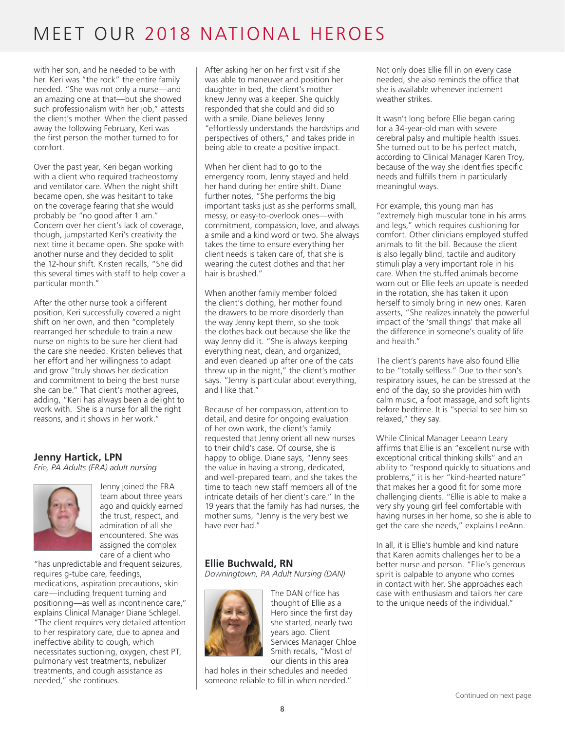# MEET OUR 2018 NATIONAL HEROES

with her son, and he needed to be with her. Keri was "the rock" the entire family needed. "She was not only a nurse—and an amazing one at that—but she showed such professionalism with her job," attests the client's mother. When the client passed away the following February, Keri was the first person the mother turned to for comfort.

Over the past year, Keri began working with a client who required tracheostomy and ventilator care. When the night shift became open, she was hesitant to take on the coverage fearing that she would probably be "no good after 1 am." Concern over her client's lack of coverage, though, jumpstarted Keri's creativity the next time it became open. She spoke with another nurse and they decided to split the 12-hour shift. Kristen recalls, "She did this several times with staff to help cover a particular month."

After the other nurse took a different position, Keri successfully covered a night shift on her own, and then "completely rearranged her schedule to train a new nurse on nights to be sure her client had the care she needed. Kristen believes that her effort and her willingness to adapt and grow "truly shows her dedication and commitment to being the best nurse she can be." That client's mother agrees, adding, "Keri has always been a delight to work with. She is a nurse for all the right reasons, and it shows in her work."

### Jenny Hartick, LPN

*Erie, PA Adults (ERA) adult nursing*

Jenny joined the ERA team about three years ago and quickly earned the trust, respect, and admiration of all she encountered. She was assigned the complex care of a client who "has unpredictable and frequent seizures, requires g-tube care, feedings, medications, aspiration precautions, skin care—including frequent turning and positioning—as well as incontinence care," explains Clinical Manager Diane Schlegel. "The client requires very detailed attention to her respiratory care, due to apnea and ineffective ability to cough, which necessitates suctioning, oxygen, chest PT, pulmonary vest treatments, nebulizer treatments, and cough assistance as needed," she continues.

After asking her on her first visit if she was able to maneuver and position her daughter in bed, the client's mother knew Jenny was a keeper. She quickly responded that she could and did so with a smile. Diane believes Jenny "effortlessly understands the hardships and perspectives of others," and takes pride in being able to create a positive impact.

When her client had to go to the emergency room, Jenny stayed and held her hand during her entire shift. Diane further notes, "She performs the big important tasks just as she performs small, messy, or easy-to-overlook ones—with commitment, compassion, love, and always a smile and a kind word or two. She always takes the time to ensure everything her client needs is taken care of, that she is wearing the cutest clothes and that her hair is brushed."

When another family member folded the client's clothing, her mother found the drawers to be more disorderly than the way Jenny kept them, so she took the clothes back out because she like the way Jenny did it. "She is always keeping everything neat, clean, and organized, and even cleaned up after one of the cats threw up in the night," the client's mother says. "Jenny is particular about everything, and I like that."

Because of her compassion, attention to detail, and desire for ongoing evaluation of her own work, the client's family requested that Jenny orient all new nurses to their child's case. Of course, she is happy to oblige. Diane says, "Jenny sees the value in having a strong, dedicated, and well-prepared team, and she takes the time to teach new staff members all of the intricate details of her client's care." In the 19 years that the family has had nurses, the mother sums, "Jenny is the very best we have ever had."

### Ellie Buchwald, RN

*Downingtown, PA Adult Nursing (DAN)*

The DAN office has thought of Ellie as a Hero since the first day she started, nearly two years ago. Client Services Manager Chloe Smith recalls, "Most of our clients in this area had holes in their schedules and needed someone reliable to fill in when needed."

Not only does Ellie fill in on every case needed, she also reminds the office that she is available whenever inclement weather strikes.

It wasn't long before Ellie began caring for a 34-year-old man with severe cerebral palsy and multiple health issues. She turned out to be his perfect match, according to Clinical Manager Karen Troy, because of the way she identifies specific needs and fulfills them in particularly meaningful ways.

For example, this young man has "extremely high muscular tone in his arms and legs," which requires cushioning for comfort. Other clinicians employed stuffed animals to fit the bill. Because the client is also legally blind, tactile and auditory stimuli play a very important role in his care. When the stuffed animals become worn out or Ellie feels an update is needed in the rotation, she has taken it upon herself to simply bring in new ones. Karen asserts, "She realizes innately the powerful impact of the 'small things' that make all the difference in someone's quality of life and health."

The client's parents have also found Ellie to be "totally selfless." Due to their son's respiratory issues, he can be stressed at the end of the day, so she provides him with calm music, a foot massage, and soft lights before bedtime. It is "special to see him so relaxed," they say.

While Clinical Manager Leeann Leary affirms that Ellie is an "excellent nurse with exceptional critical thinking skills" and an ability to "respond quickly to situations and problems," it is her "kind-hearted nature" that makes her a good fit for some more challenging clients. "Ellie is able to make a very shy young girl feel comfortable with having nurses in her home, so she is able to get the care she needs," explains LeeAnn.

In all, it is Ellie's humble and kind nature that Karen admits challenges her to be a better nurse and person. "Ellie's generous spirit is palpable to anyone who comes in contact with her. She approaches each case with enthusiasm and tailors her care to the unique needs of the individual."

Continued on next page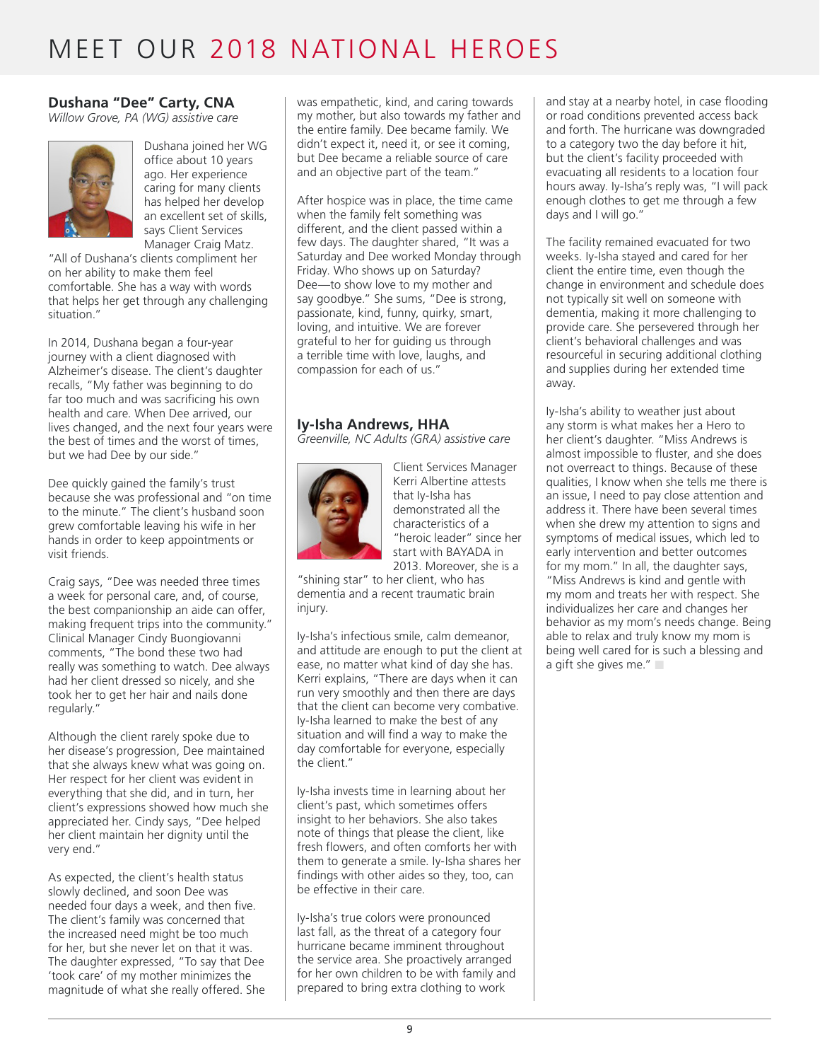# MEET OUR 2018 NATIONAL HEROES

## Dushana "Dee" Carty, CNA

*Willow Grove, PA (WG) assistive care*

Dushana joined her WG office about 10 years ago. Her experience caring for many clients has helped her develop an excellent set of skills, says Client Services Manager Craig Matz. "All of Dushana's clients compliment her on her ability to make them feel comfortable. She has a way with words that helps her get through any challenging situation."

In 2014, Dushana began a four-year journey with a client diagnosed with Alzheimer's disease. The client's daughter recalls, "My father was beginning to do far too much and was sacrificing his own health and care. When Dee arrived, our lives changed, and the next four years were the best of times and the worst of times, but we had Dee by our side."

Dee quickly gained the family's trust because she was professional and "on time to the minute." The client's husband soon grew comfortable leaving his wife in her hands in order to keep appointments or visit friends.

Craig says, "Dee was needed three times a week for personal care, and, of course, the best companionship an aide can offer, making frequent trips into the community." Clinical Manager Cindy Buongiovanni comments, "The bond these two had really was something to watch. Dee always had her client dressed so nicely, and she took her to get her hair and nails done regularly."

Although the client rarely spoke due to her disease's progression, Dee maintained that she always knew what was going on. Her respect for her client was evident in everything that she did, and in turn, her client's expressions showed how much she appreciated her. Cindy says, "Dee helped her client maintain her dignity until the very end."

As expected, the client's health status slowly declined, and soon Dee was needed four days a week, and then five. The client's family was concerned that the increased need might be too much for her, but she never let on that it was. The daughter expressed, "To say that Dee 'took care' of my mother minimizes the magnitude of what she really offered. She was empathetic, kind, and caring towards my mother, but also towards my father and the entire family. Dee became family. We didn't expect it, need it, or see it coming, but Dee became a reliable source of care and an objective part of the team."

After hospice was in place, the time came when the family felt something was different, and the client passed within a few days. The daughter shared, "It was a Saturday and Dee worked Monday through Friday. Who shows up on Saturday? Dee—to show love to my mother and say goodbye." She sums, "Dee is strong, passionate, kind, funny, quirky, smart, loving, and intuitive. We are forever grateful to her for guiding us through a terrible time with love, laughs, and compassion for each of us."

## Iy-Isha Andrews, HHA

*Greenville, NC Adults (GRA) assistive care*

Client Services Manager Kerri Albertine attests that Iy-Isha has demonstrated all the characteristics of a "heroic leader" since her start with BAYADA in 2013. Moreover, she is a "shining star" to her client, who has dementia and a recent traumatic brain injury.

Iy-Isha's infectious smile, calm demeanor, and attitude are enough to put the client at ease, no matter what kind of day she has. Kerri explains, "There are days when it can run very smoothly and then there are days that the client can become very combative. Iy-Isha learned to make the best of any situation and will find a way to make the day comfortable for everyone, especially the client."

Iy-Isha invests time in learning about her client's past, which sometimes offers insight to her behaviors. She also takes note of things that please the client, like fresh flowers, and often comforts her with them to generate a smile. Iy-Isha shares her findings with other aides so they, too, can be effective in their care.

Iy-Isha's true colors were pronounced last fall, as the threat of a category four hurricane became imminent throughout the service area. She proactively arranged for her own children to be with family and prepared to bring extra clothing to work and stay at a nearby hotel, in case flooding or road conditions prevented access back and forth. The hurricane was downgraded to a category two the day before it hit, but the client's facility proceeded with evacuating all residents to a location four hours away. Iy-Isha's reply was, "I will pack enough clothes to get me through a few days and I will go."

The facility remained evacuated for two weeks. Iy-Isha stayed and cared for her client the entire time, even though the change in environment and schedule does not typically sit well on someone with dementia, making it more challenging to provide care. She persevered through her client's behavioral challenges and was resourceful in securing additional clothing and supplies during her extended time away.

Iy-Isha's ability to weather just about any storm is what makes her a Hero to her client's daughter. "Miss Andrews is almost impossible to fluster, and she does not overreact to things. Because of these qualities, I know when she tells me there is an issue, I need to pay close attention and address it. There have been several times when she drew my attention to signs and symptoms of medical issues, which led to early intervention and better outcomes for my mom." In all, the daughter says, "Miss Andrews is kind and gentle with my mom and treats her with respect. She individualizes her care and changes her behavior as my mom's needs change. Being able to relax and truly know my mom is being well cared for is such a blessing and a gift she gives me."